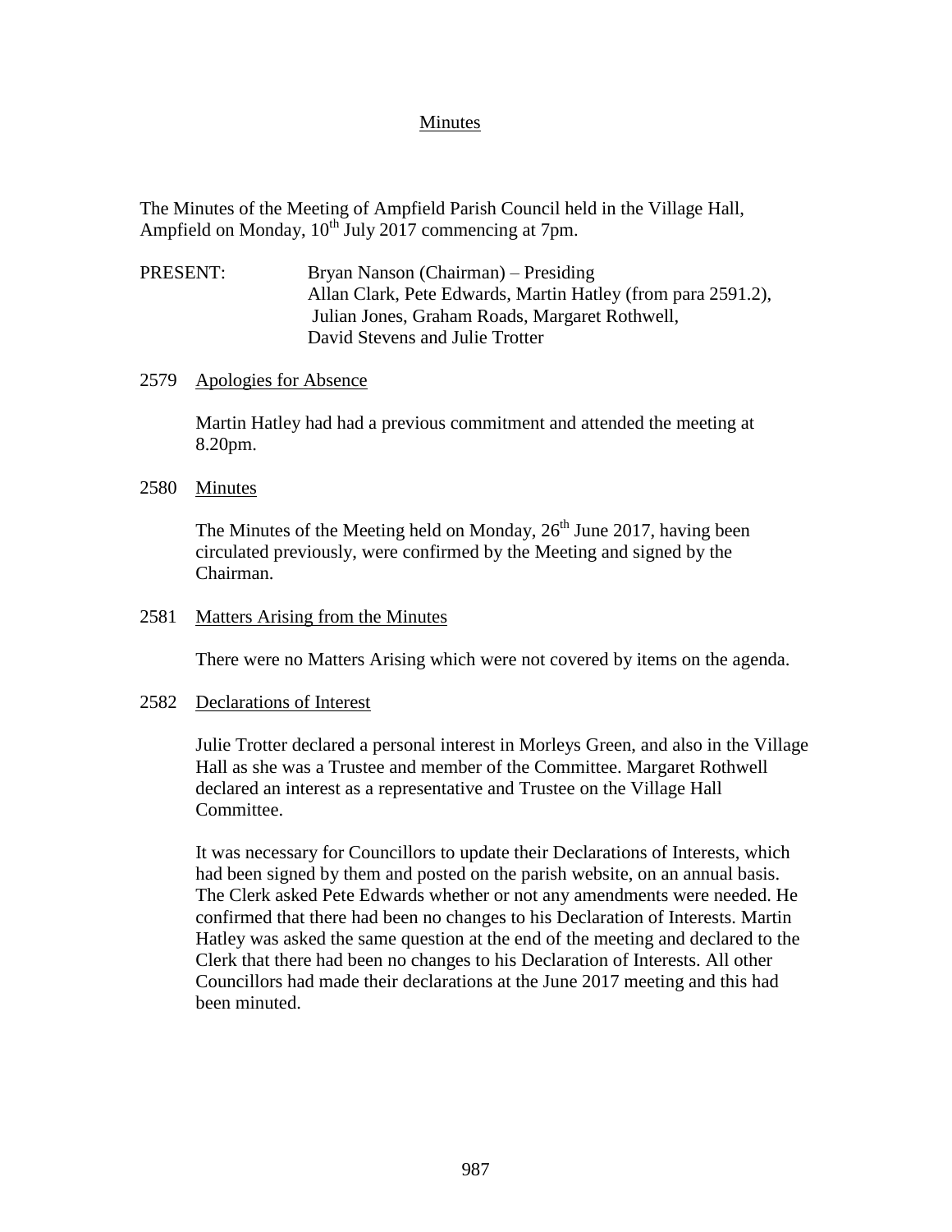# Minutes

The Minutes of the Meeting of Ampfield Parish Council held in the Village Hall, Ampfield on Monday, 10th July 2017 commencing at 7pm.

PRESENT: Bryan Nanson (Chairman) – Presiding
Allan Clark, Pete Edwards, Martin Hatley (from para 2591.2), Julian Jones, Graham Roads, Margaret Rothwell, David Stevens and Julie Trotter

## 2579 Apologies for Absence

Martin Hatley had had a previous commitment and attended the meeting at 8.20pm.

## 2580 Minutes

The Minutes of the Meeting held on Monday, 26th June 2017, having been circulated previously, were confirmed by the Meeting and signed by the Chairman.

## 2581 Matters Arising from the Minutes

There were no Matters Arising which were not covered by items on the agenda.

## 2582 Declarations of Interest

Julie Trotter declared a personal interest in Morleys Green, and also in the Village Hall as she was a Trustee and member of the Committee. Margaret Rothwell declared an interest as a representative and Trustee on the Village Hall Committee.

It was necessary for Councillors to update their Declarations of Interests, which had been signed by them and posted on the parish website, on an annual basis. The Clerk asked Pete Edwards whether or not any amendments were needed. He confirmed that there had been no changes to his Declaration of Interests. Martin Hatley was asked the same question at the end of the meeting and declared to the Clerk that there had been no changes to his Declaration of Interests. All other Councillors had made their declarations at the June 2017 meeting and this had been minuted.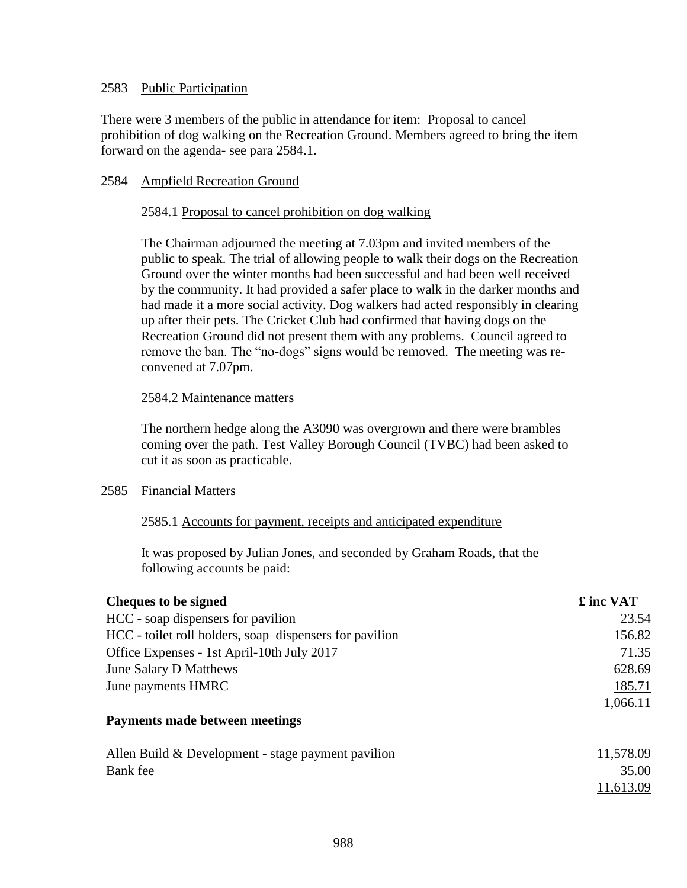2583 Public Participation

There were 3 members of the public in attendance for item: Proposal to cancel prohibition of dog walking on the Recreation Ground. Members agreed to bring the item forward on the agenda- see para 2584.1.

2584 Ampfield Recreation Ground

2584.1 Proposal to cancel prohibition on dog walking

The Chairman adjourned the meeting at 7.03pm and invited members of the public to speak. The trial of allowing people to walk their dogs on the Recreation Ground over the winter months had been successful and had been well received by the community. It had provided a safer place to walk in the darker months and had made it a more social activity. Dog walkers had acted responsibly in clearing up after their pets. The Cricket Club had confirmed that having dogs on the Recreation Ground did not present them with any problems. Council agreed to remove the ban. The "no-dogs" signs would be removed. The meeting was re-convened at 7.07pm.

2584.2 Maintenance matters

The northern hedge along the A3090 was overgrown and there were brambles coming over the path. Test Valley Borough Council (TVBC) had been asked to cut it as soon as practicable.

2585 Financial Matters

2585.1 Accounts for payment, receipts and anticipated expenditure

It was proposed by Julian Jones, and seconded by Graham Roads, that the following accounts be paid:

| **Cheques to be signed** | **£ inc VAT** |
|---|---|
| HCC - soap dispensers for pavilion | 23.54 |
| HCC - toilet roll holders, soap dispensers for pavilion | 156.82 |
| Office Expenses - 1st April-10th July 2017 | 71.35 |
| June Salary D Matthews | 628.69 |
| June payments HMRC | 185.71 |
| | 1,066.11 |
| **Payments made between meetings** | |
| Allen Build & Development - stage payment pavilion | 11,578.09 |
| Bank fee | 35.00 |
| | 11,613.09 |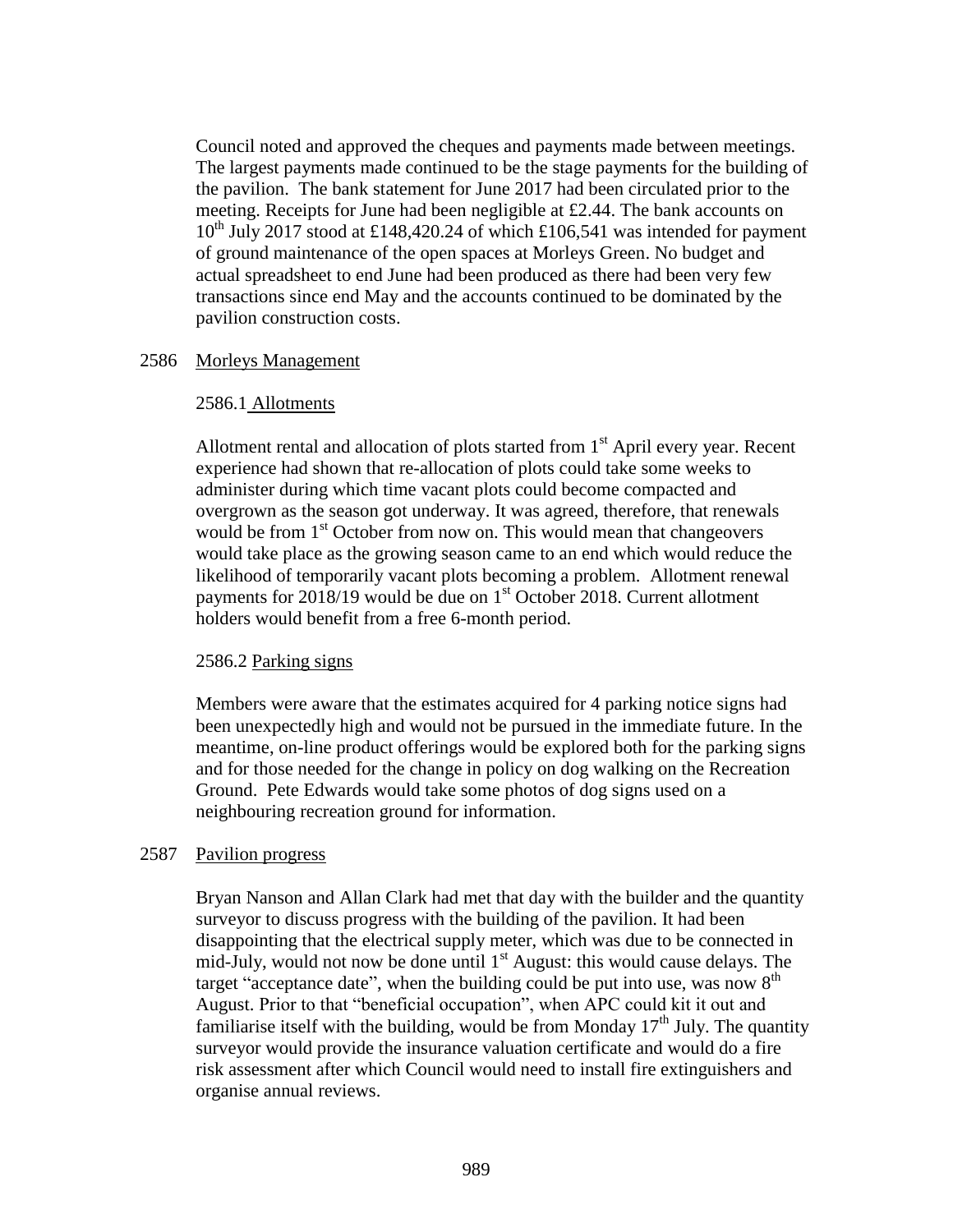Council noted and approved the cheques and payments made between meetings. The largest payments made continued to be the stage payments for the building of the pavilion. The bank statement for June 2017 had been circulated prior to the meeting. Receipts for June had been negligible at £2.44. The bank accounts on 10th July 2017 stood at £148,420.24 of which £106,541 was intended for payment of ground maintenance of the open spaces at Morleys Green. No budget and actual spreadsheet to end June had been produced as there had been very few transactions since end May and the accounts continued to be dominated by the pavilion construction costs.

2586 Morleys Management

2586.1 Allotments

Allotment rental and allocation of plots started from 1st April every year. Recent experience had shown that re-allocation of plots could take some weeks to administer during which time vacant plots could become compacted and overgrown as the season got underway. It was agreed, therefore, that renewals would be from 1st October from now on. This would mean that changeovers would take place as the growing season came to an end which would reduce the likelihood of temporarily vacant plots becoming a problem. Allotment renewal payments for 2018/19 would be due on 1st October 2018. Current allotment holders would benefit from a free 6-month period.

2586.2 Parking signs

Members were aware that the estimates acquired for 4 parking notice signs had been unexpectedly high and would not be pursued in the immediate future. In the meantime, on-line product offerings would be explored both for the parking signs and for those needed for the change in policy on dog walking on the Recreation Ground. Pete Edwards would take some photos of dog signs used on a neighbouring recreation ground for information.

2587 Pavilion progress

Bryan Nanson and Allan Clark had met that day with the builder and the quantity surveyor to discuss progress with the building of the pavilion. It had been disappointing that the electrical supply meter, which was due to be connected in mid-July, would not now be done until 1st August: this would cause delays. The target "acceptance date", when the building could be put into use, was now 8th August. Prior to that "beneficial occupation", when APC could kit it out and familiarise itself with the building, would be from Monday 17th July. The quantity surveyor would provide the insurance valuation certificate and would do a fire risk assessment after which Council would need to install fire extinguishers and organise annual reviews.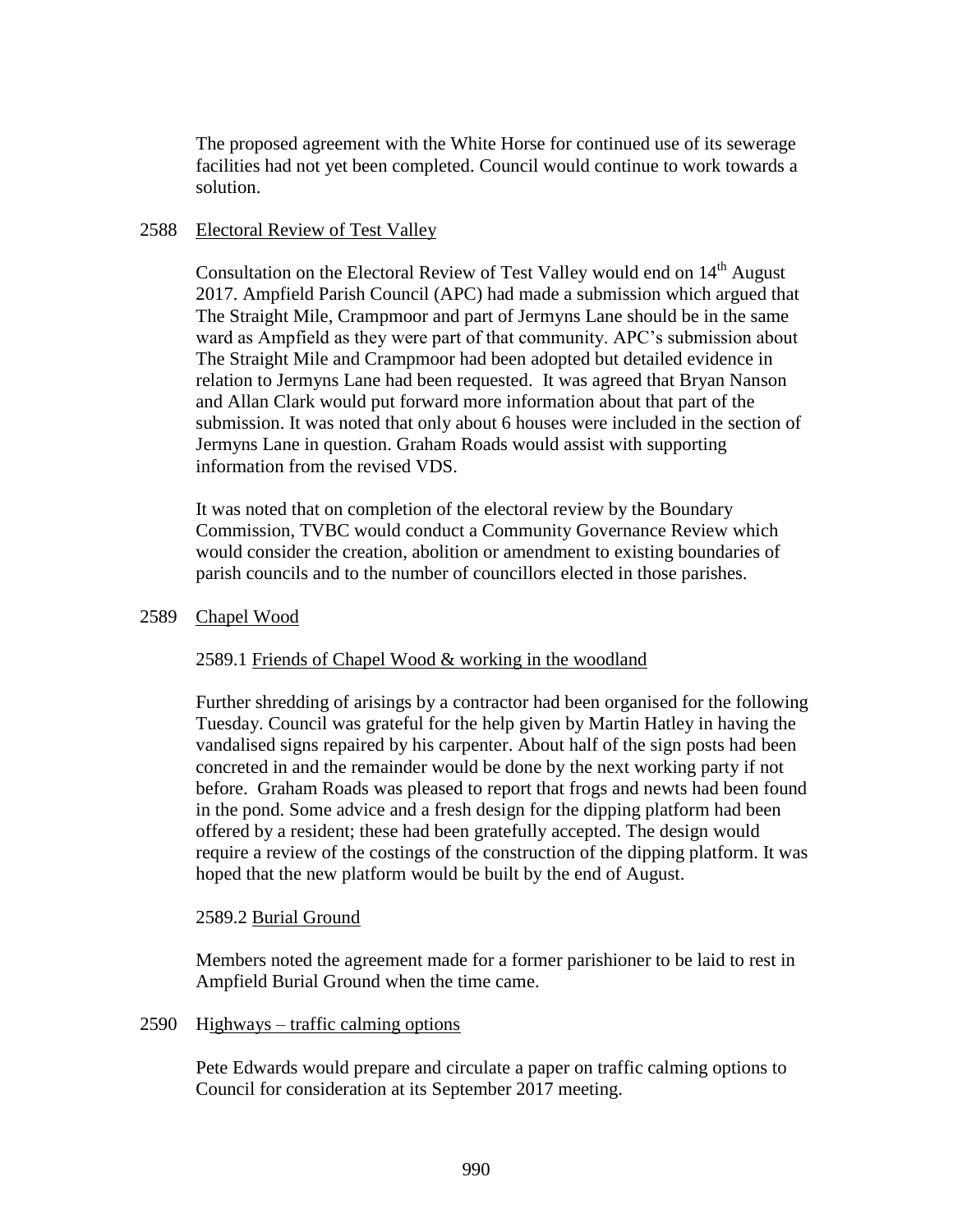The proposed agreement with the White Horse for continued use of its sewerage facilities had not yet been completed. Council would continue to work towards a solution.

2588 Electoral Review of Test Valley

Consultation on the Electoral Review of Test Valley would end on 14th August 2017. Ampfield Parish Council (APC) had made a submission which argued that The Straight Mile, Crampmoor and part of Jermyns Lane should be in the same ward as Ampfield as they were part of that community. APC's submission about The Straight Mile and Crampmoor had been adopted but detailed evidence in relation to Jermyns Lane had been requested. It was agreed that Bryan Nanson and Allan Clark would put forward more information about that part of the submission. It was noted that only about 6 houses were included in the section of Jermyns Lane in question. Graham Roads would assist with supporting information from the revised VDS.

It was noted that on completion of the electoral review by the Boundary Commission, TVBC would conduct a Community Governance Review which would consider the creation, abolition or amendment to existing boundaries of parish councils and to the number of councillors elected in those parishes.

2589 Chapel Wood

2589.1 Friends of Chapel Wood & working in the woodland

Further shredding of arisings by a contractor had been organised for the following Tuesday. Council was grateful for the help given by Martin Hatley in having the vandalised signs repaired by his carpenter. About half of the sign posts had been concreted in and the remainder would be done by the next working party if not before. Graham Roads was pleased to report that frogs and newts had been found in the pond. Some advice and a fresh design for the dipping platform had been offered by a resident; these had been gratefully accepted. The design would require a review of the costings of the construction of the dipping platform. It was hoped that the new platform would be built by the end of August.

2589.2 Burial Ground

Members noted the agreement made for a former parishioner to be laid to rest in Ampfield Burial Ground when the time came.

2590 Highways – traffic calming options

Pete Edwards would prepare and circulate a paper on traffic calming options to Council for consideration at its September 2017 meeting.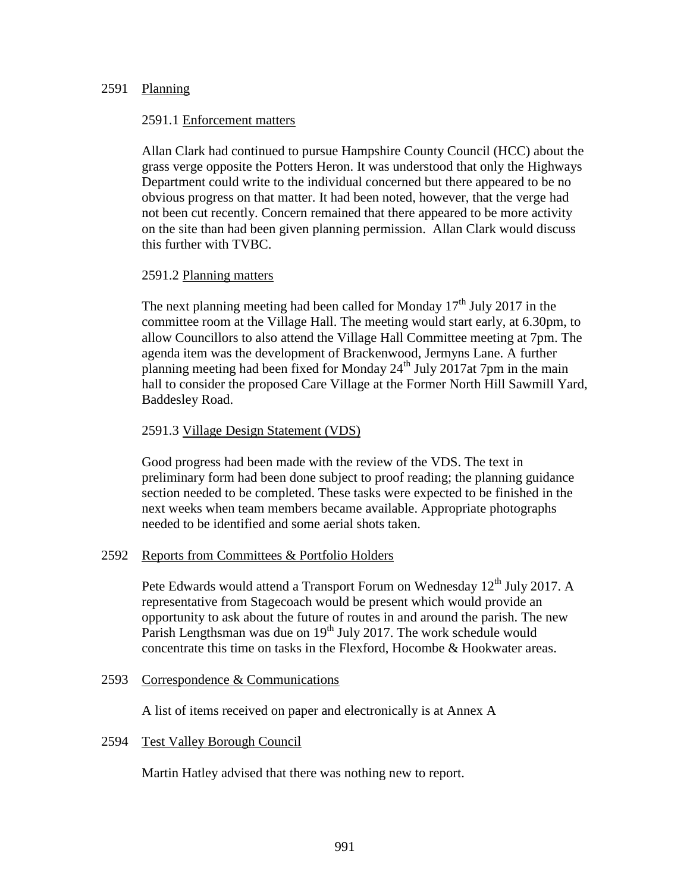2591 Planning

2591.1 Enforcement matters

Allan Clark had continued to pursue Hampshire County Council (HCC) about the grass verge opposite the Potters Heron. It was understood that only the Highways Department could write to the individual concerned but there appeared to be no obvious progress on that matter. It had been noted, however, that the verge had not been cut recently. Concern remained that there appeared to be more activity on the site than had been given planning permission. Allan Clark would discuss this further with TVBC.

2591.2 Planning matters

The next planning meeting had been called for Monday 17th July 2017 in the committee room at the Village Hall. The meeting would start early, at 6.30pm, to allow Councillors to also attend the Village Hall Committee meeting at 7pm. The agenda item was the development of Brackenwood, Jermyns Lane. A further planning meeting had been fixed for Monday 24th July 2017at 7pm in the main hall to consider the proposed Care Village at the Former North Hill Sawmill Yard, Baddesley Road.

2591.3 Village Design Statement (VDS)

Good progress had been made with the review of the VDS. The text in preliminary form had been done subject to proof reading; the planning guidance section needed to be completed. These tasks were expected to be finished in the next weeks when team members became available. Appropriate photographs needed to be identified and some aerial shots taken.

2592 Reports from Committees & Portfolio Holders

Pete Edwards would attend a Transport Forum on Wednesday 12th July 2017. A representative from Stagecoach would be present which would provide an opportunity to ask about the future of routes in and around the parish. The new Parish Lengthsman was due on 19th July 2017. The work schedule would concentrate this time on tasks in the Flexford, Hocombe & Hookwater areas.

2593 Correspondence & Communications

A list of items received on paper and electronically is at Annex A

2594 Test Valley Borough Council

Martin Hatley advised that there was nothing new to report.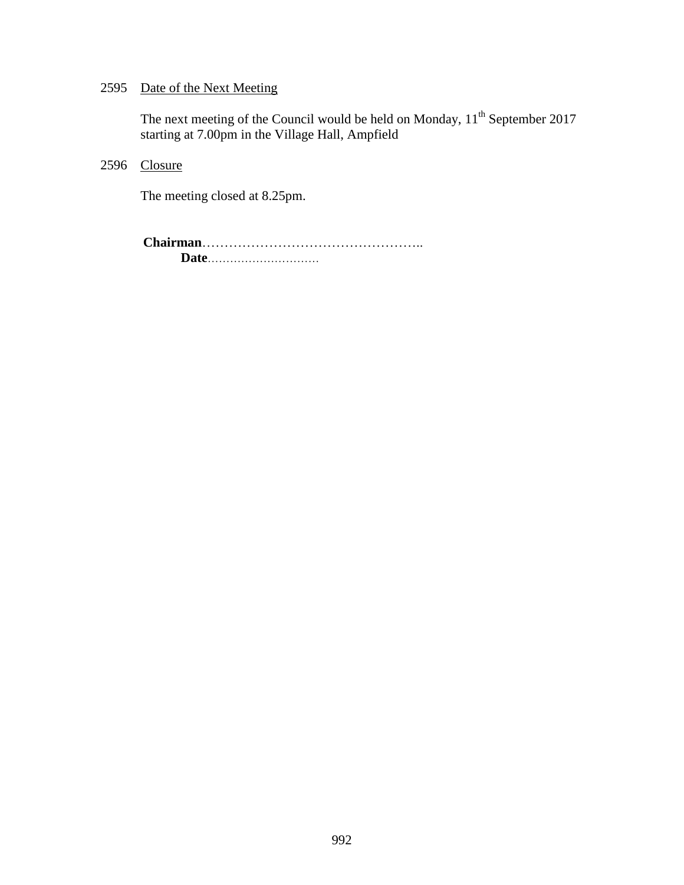2595 <u>Date of the Next Meeting</u>

The next meeting of the Council would be held on Monday, 11th September 2017 starting at 7.00pm in the Village Hall, Ampfield

2596 <u>Closure</u>

The meeting closed at 8.25pm.

**Chairman**…………………………………………..

**Date**…………………………